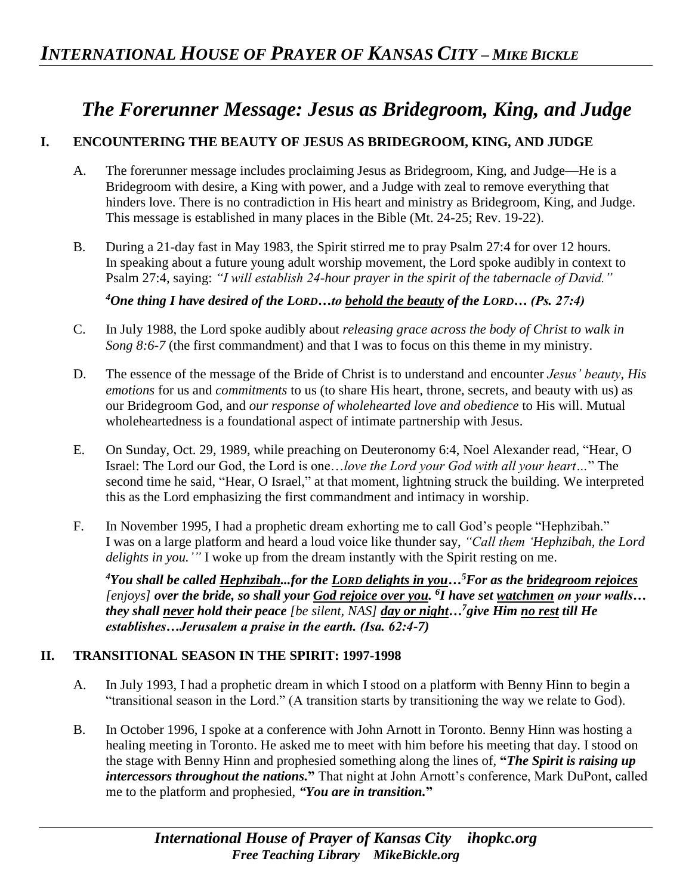# *The Forerunner Message: Jesus as Bridegroom, King, and Judge*

## I. ENCOUNTERING THE BEAUTY OF JESUS AS BRIDEGROOM, KING, AND JUDGE

A. The forerunner message includes proclaiming Jesus as Bridegroom, King, and Judge—He is a Bridegroom with desire, a King with power, and a Judge with zeal to remove everything that hinders love. There is no contradiction in His heart and ministry as Bridegroom, King, and Judge. This message is established in many places in the Bible (Mt. 24-25; Rev. 19-22).

B. During a 21-day fast in May 1983, the Spirit stirred me to pray Psalm 27:4 for over 12 hours. In speaking about a future young adult worship movement, the Lord spoke audibly in context to Psalm 27:4, saying: *"I will establish 24-hour prayer in the spirit of the tabernacle of David."*

***[4]One thing I have desired of the LORD…to <u>behold the beauty</u> of the LORD… (Ps. 27:4)***

C. In July 1988, the Lord spoke audibly about *releasing grace across the body of Christ to walk in Song 8:6-7* (the first commandment) and that I was to focus on this theme in my ministry.

D. The essence of the message of the Bride of Christ is to understand and encounter *Jesus' beauty*, *His emotions* for us and *commitments* to us (to share His heart, throne, secrets, and beauty with us) as our Bridegroom God, and *our response of wholehearted love and obedience* to His will. Mutual wholeheartedness is a foundational aspect of intimate partnership with Jesus.

E. On Sunday, Oct. 29, 1989, while preaching on Deuteronomy 6:4, Noel Alexander read, "Hear, O Israel: The Lord our God, the Lord is one…*love the Lord your God with all your heart…*" The second time he said, "Hear, O Israel," at that moment, lightning struck the building. We interpreted this as the Lord emphasizing the first commandment and intimacy in worship.

F. In November 1995, I had a prophetic dream exhorting me to call God's people "Hephzibah." I was on a large platform and heard a loud voice like thunder say, *"Call them 'Hephzibah, the Lord delights in you.'"* I woke up from the dream instantly with the Spirit resting on me.

***[4]You shall be called <u>Hephzibah</u>...for the <u>LORD delights in you</u>…[5]For as the <u>bridegroom rejoices</u>** [enjoys] **over the bride, so shall your <u>God rejoice over you</u>. [6]I have set <u>watchmen</u> on your walls… they shall <u>never</u> hold their peace** [be silent, NAS] **<u>day or night</u>…[7]give Him <u>no rest</u> till He establishes…Jerusalem a praise in the earth. (Isa. 62:4-7)***

## II. TRANSITIONAL SEASON IN THE SPIRIT: 1997-1998

A. In July 1993, I had a prophetic dream in which I stood on a platform with Benny Hinn to begin a "transitional season in the Lord." (A transition starts by transitioning the way we relate to God).

B. In October 1996, I spoke at a conference with John Arnott in Toronto. Benny Hinn was hosting a healing meeting in Toronto. He asked me to meet with him before his meeting that day. I stood on the stage with Benny Hinn and prophesied something along the lines of, **"*The Spirit is raising up intercessors throughout the nations.*"** That night at John Arnott's conference, Mark DuPont, called me to the platform and prophesied, ***"You are in transition."***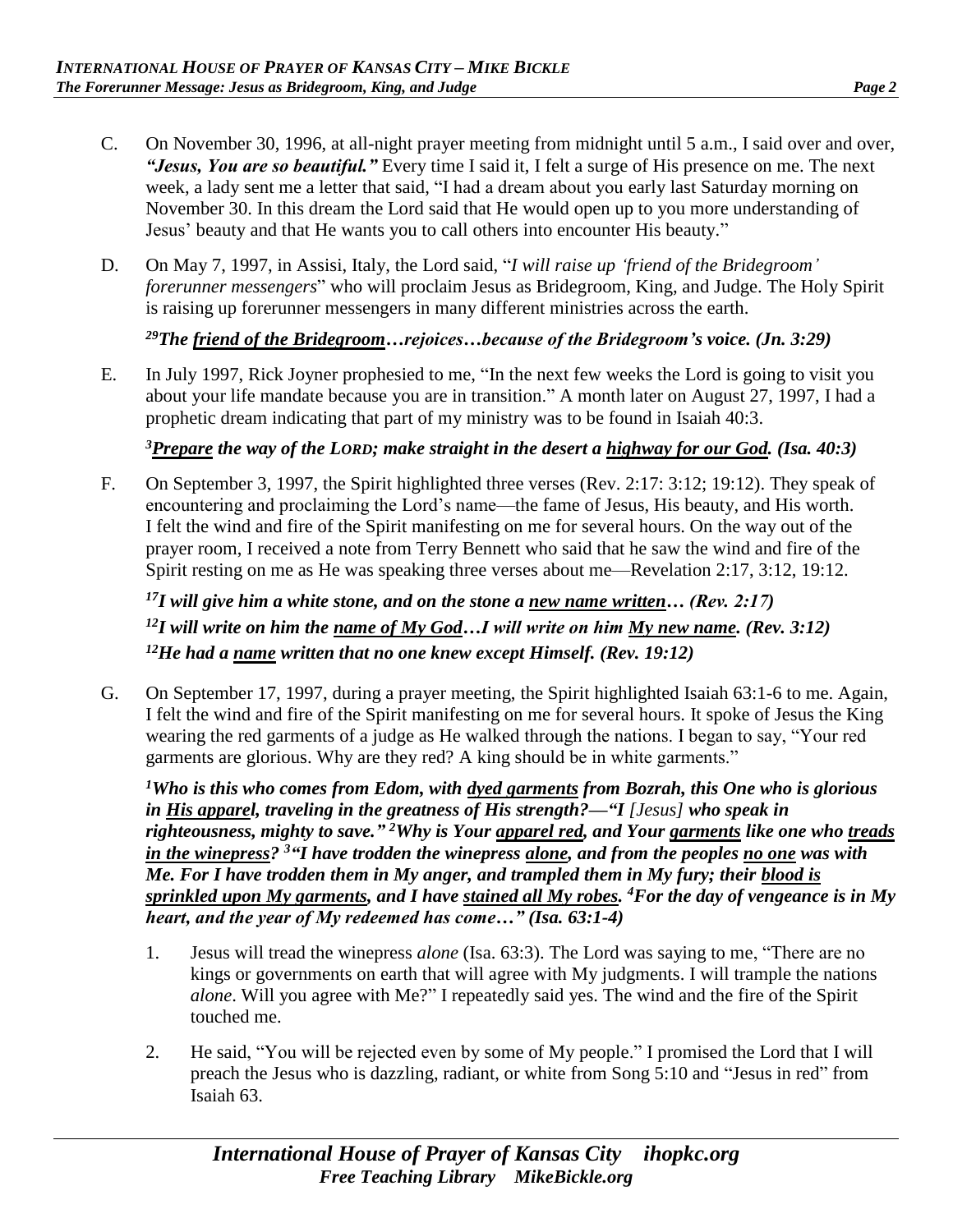C. On November 30, 1996, at all-night prayer meeting from midnight until 5 a.m., I said over and over, ***"Jesus, You are so beautiful."*** Every time I said it, I felt a surge of His presence on me. The next week, a lady sent me a letter that said, "I had a dream about you early last Saturday morning on November 30. In this dream the Lord said that He would open up to you more understanding of Jesus' beauty and that He wants you to call others into encounter His beauty."

D. On May 7, 1997, in Assisi, Italy, the Lord said, "*I will raise up 'friend of the Bridegroom' forerunner messengers*" who will proclaim Jesus as Bridegroom, King, and Judge. The Holy Spirit is raising up forerunner messengers in many different ministries across the earth.

***[29]The <u>friend of the Bridegroom</u>…rejoices…because of the Bridegroom's voice. (Jn. 3:29)***

E. In July 1997, Rick Joyner prophesied to me, "In the next few weeks the Lord is going to visit you about your life mandate because you are in transition." A month later on August 27, 1997, I had a prophetic dream indicating that part of my ministry was to be found in Isaiah 40:3.

***[3]<u>Prepare</u> the way of the LORD; make straight in the desert a <u>highway for our God</u>. (Isa. 40:3)***

F. On September 3, 1997, the Spirit highlighted three verses (Rev. 2:17: 3:12; 19:12). They speak of encountering and proclaiming the Lord's name—the fame of Jesus, His beauty, and His worth. I felt the wind and fire of the Spirit manifesting on me for several hours. On the way out of the prayer room, I received a note from Terry Bennett who said that he saw the wind and fire of the Spirit resting on me as He was speaking three verses about me—Revelation 2:17, 3:12, 19:12.

***[17]I will give him a white stone, and on the stone a <u>new name written</u>… (Rev. 2:17)***
***[12]I will write on him the <u>name of My God</u>…I will write on him <u>My new name</u>. (Rev. 3:12)***
***[12]He had a <u>name</u> written that no one knew except Himself. (Rev. 19:12)***

G. On September 17, 1997, during a prayer meeting, the Spirit highlighted Isaiah 63:1-6 to me. Again, I felt the wind and fire of the Spirit manifesting on me for several hours. It spoke of Jesus the King wearing the red garments of a judge as He walked through the nations. I began to say, "Your red garments are glorious. Why are they red? A king should be in white garments."

***[1]Who is this who comes from Edom, with <u>dyed garments</u> from Bozrah, this One who is glorious in <u>His apparel</u>, traveling in the greatness of His strength?—"I [Jesus] who speak in righteousness, mighty to save." [2]Why is Your <u>apparel red</u>, and Your <u>garments</u> like one who <u>treads in the winepress</u>? [3]"I have trodden the winepress <u>alone</u>, and from the peoples <u>no one</u> was with Me. For I have trodden them in My anger, and trampled them in My fury; their <u>blood is sprinkled upon My garments</u>, and I have <u>stained all My robes</u>. [4]For the day of vengeance is in My heart, and the year of My redeemed has come…" (Isa. 63:1-4)***

1. Jesus will tread the winepress *alone* (Isa. 63:3). The Lord was saying to me, "There are no kings or governments on earth that will agree with My judgments. I will trample the nations *alone*. Will you agree with Me?" I repeatedly said yes. The wind and the fire of the Spirit touched me.

2. He said, "You will be rejected even by some of My people." I promised the Lord that I will preach the Jesus who is dazzling, radiant, or white from Song 5:10 and "Jesus in red" from Isaiah 63.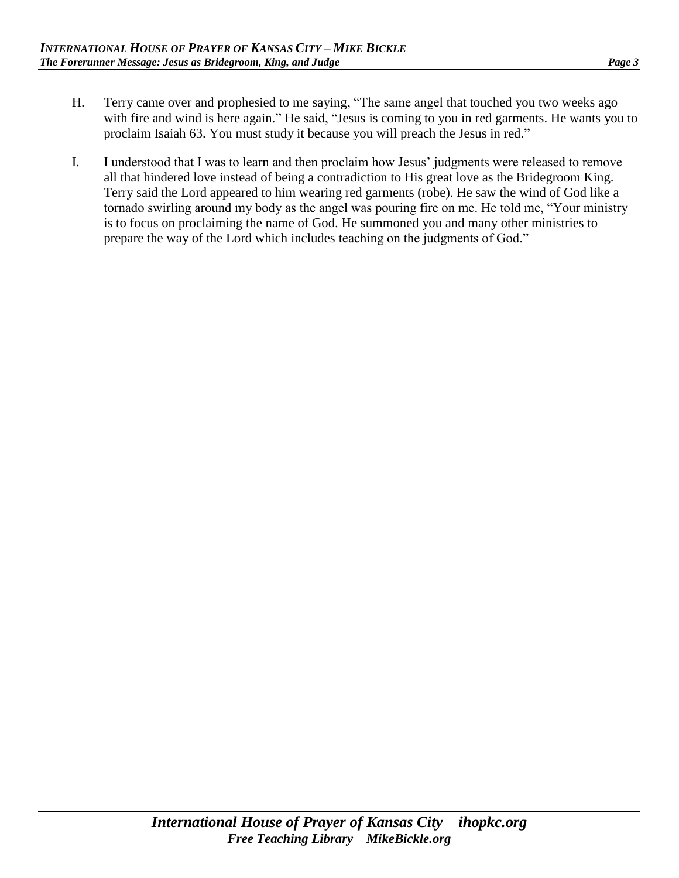H. Terry came over and prophesied to me saying, "The same angel that touched you two weeks ago with fire and wind is here again." He said, "Jesus is coming to you in red garments. He wants you to proclaim Isaiah 63. You must study it because you will preach the Jesus in red."

I. I understood that I was to learn and then proclaim how Jesus' judgments were released to remove all that hindered love instead of being a contradiction to His great love as the Bridegroom King. Terry said the Lord appeared to him wearing red garments (robe). He saw the wind of God like a tornado swirling around my body as the angel was pouring fire on me. He told me, "Your ministry is to focus on proclaiming the name of God. He summoned you and many other ministries to prepare the way of the Lord which includes teaching on the judgments of God."